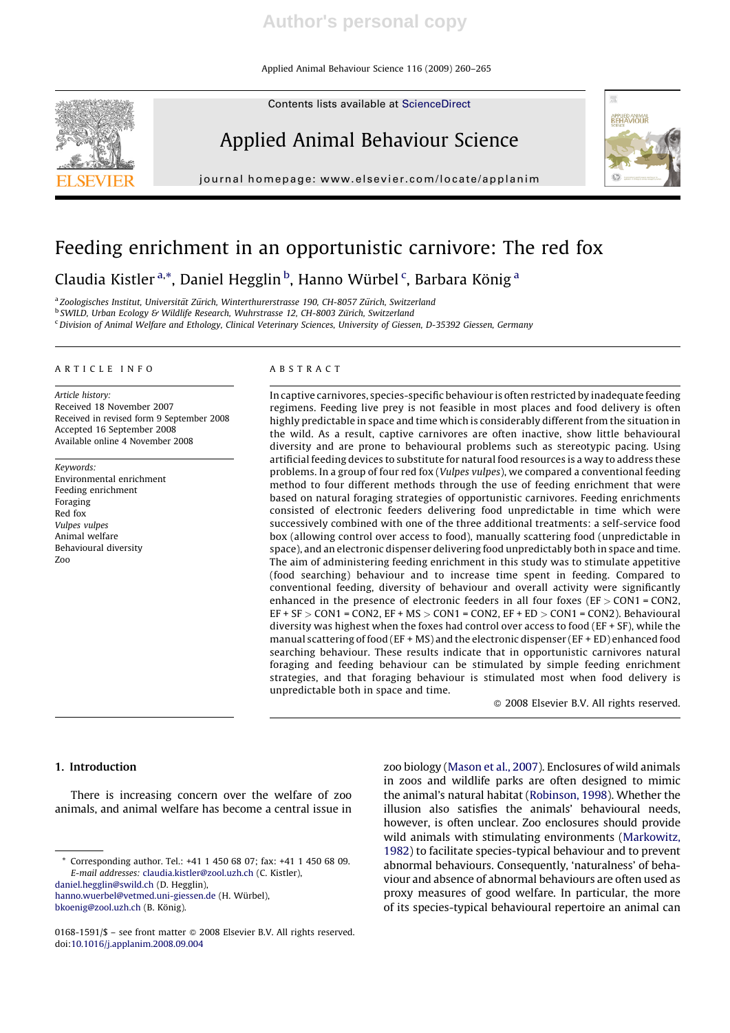# Feeding enrichment in an opportunistic carnivore: The red fox

Claudia Kistler [a,*], Daniel Hegglin [b], Hanno Würbel [c], Barbara König [a]

[a] Zoologisches Institut, Universität Zürich, Winterthurerstrasse 190, CH-8057 Zürich, Switzerland
[b] SWILD, Urban Ecology & Wildlife Research, Wuhrstrasse 12, CH-8003 Zürich, Switzerland
[c] Division of Animal Welfare and Ethology, Clinical Veterinary Sciences, University of Giessen, D-35392 Giessen, Germany

## ARTICLE INFO

*Article history:*
Received 18 November 2007
Received in revised form 9 September 2008
Accepted 16 September 2008
Available online 4 November 2008

*Keywords:*
Environmental enrichment
Feeding enrichment
Foraging
Red fox
*Vulpes vulpes*
Animal welfare
Behavioural diversity
Zoo

## ABSTRACT

In captive carnivores, species-specific behaviour is often restricted by inadequate feeding regimens. Feeding live prey is not feasible in most places and food delivery is often highly predictable in space and time which is considerably different from the situation in the wild. As a result, captive carnivores are often inactive, show little behavioural diversity and are prone to behavioural problems such as stereotypic pacing. Using artificial feeding devices to substitute for natural food resources is a way to address these problems. In a group of four red fox (*Vulpes vulpes*), we compared a conventional feeding method to four different methods through the use of feeding enrichment that were based on natural foraging strategies of opportunistic carnivores. Feeding enrichments consisted of electronic feeders delivering food unpredictable in time which were successively combined with one of the three additional treatments: a self-service food box (allowing control over access to food), manually scattering food (unpredictable in space), and an electronic dispenser delivering food unpredictably both in space and time. The aim of administering feeding enrichment in this study was to stimulate appetitive (food searching) behaviour and to increase time spent in feeding. Compared to conventional feeding, diversity of behaviour and overall activity were significantly enhanced in the presence of electronic feeders in all four foxes (EF > CON1 = CON2, EF + SF > CON1 = CON2, EF + MS > CON1 = CON2, EF + ED > CON1 = CON2). Behavioural diversity was highest when the foxes had control over access to food (EF + SF), while the manual scattering of food (EF + MS) and the electronic dispenser (EF + ED) enhanced food searching behaviour. These results indicate that in opportunistic carnivores natural foraging and feeding behaviour can be stimulated by simple feeding enrichment strategies, and that foraging behaviour is stimulated most when food delivery is unpredictable both in space and time.

© 2008 Elsevier B.V. All rights reserved.

## 1. Introduction

There is increasing concern over the welfare of zoo animals, and animal welfare has become a central issue in zoo biology (Mason et al., 2007). Enclosures of wild animals in zoos and wildlife parks are often designed to mimic the animal's natural habitat (Robinson, 1998). Whether the illusion also satisfies the animals' behavioural needs, however, is often unclear. Zoo enclosures should provide wild animals with stimulating environments (Markowitz, 1982) to facilitate species-typical behaviour and to prevent abnormal behaviours. Consequently, 'naturalness' of behaviour and absence of abnormal behaviours are often used as proxy measures of good welfare. In particular, the more of its species-typical behavioural repertoire an animal can

---

* Corresponding author. Tel.: +41 1 450 68 07; fax: +41 1 450 68 09.
*E-mail addresses:* claudia.kistler@zool.uzh.ch (C. Kistler), daniel.hegglin@swild.ch (D. Hegglin), hanno.wuerbel@vetmed.uni-giessen.de (H. Würbel), bkoenig@zool.uzh.ch (B. König).

0168-1591/$ – see front matter © 2008 Elsevier B.V. All rights reserved.
doi:10.1016/j.applanim.2008.09.004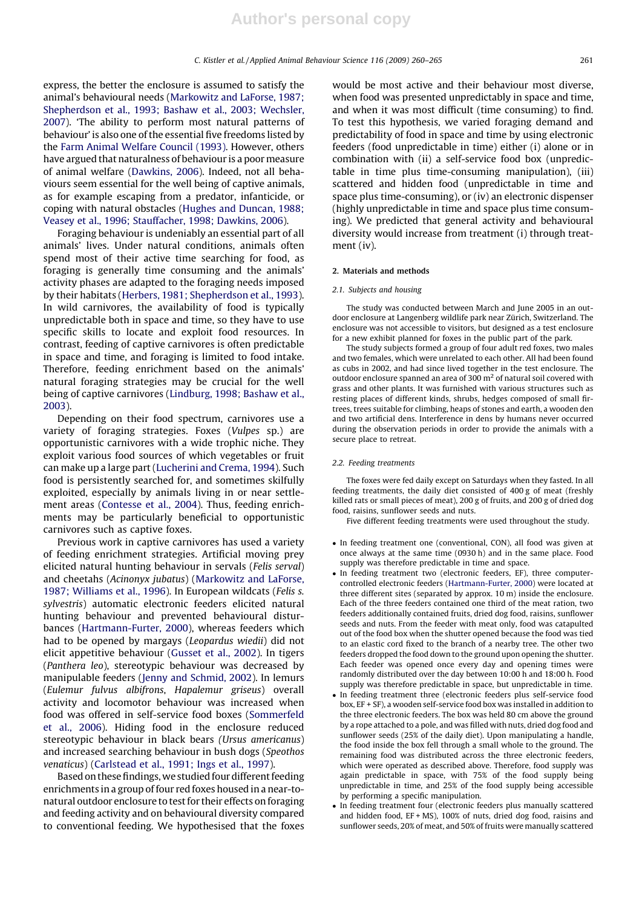express, the better the enclosure is assumed to satisfy the animal's behavioural needs (Markowitz and LaForse, 1987; Shepherdson et al., 1993; Bashaw et al., 2003; Wechsler, 2007). 'The ability to perform most natural patterns of behaviour' is also one of the essential five freedoms listed by the Farm Animal Welfare Council (1993). However, others have argued that naturalness of behaviour is a poor measure of animal welfare (Dawkins, 2006). Indeed, not all behaviours seem essential for the well being of captive animals, as for example escaping from a predator, infanticide, or coping with natural obstacles (Hughes and Duncan, 1988; Veasey et al., 1996; Stauffacher, 1998; Dawkins, 2006).

Foraging behaviour is undeniably an essential part of all animals' lives. Under natural conditions, animals often spend most of their active time searching for food, as foraging is generally time consuming and the animals' activity phases are adapted to the foraging needs imposed by their habitats (Herbers, 1981; Shepherdson et al., 1993). In wild carnivores, the availability of food is typically unpredictable both in space and time, so they have to use specific skills to locate and exploit food resources. In contrast, feeding of captive carnivores is often predictable in space and time, and foraging is limited to food intake. Therefore, feeding enrichment based on the animals' natural foraging strategies may be crucial for the well being of captive carnivores (Lindburg, 1998; Bashaw et al., 2003).

Depending on their food spectrum, carnivores use a variety of foraging strategies. Foxes (*Vulpes* sp.) are opportunistic carnivores with a wide trophic niche. They exploit various food sources of which vegetables or fruit can make up a large part (Lucherini and Crema, 1994). Such food is persistently searched for, and sometimes skilfully exploited, especially by animals living in or near settlement areas (Contesse et al., 2004). Thus, feeding enrichments may be particularly beneficial to opportunistic carnivores such as captive foxes.

Previous work in captive carnivores has used a variety of feeding enrichment strategies. Artificial moving prey elicited natural hunting behaviour in servals (*Felis serval*) and cheetahs (*Acinonyx jubatus*) (Markowitz and LaForse, 1987; Williams et al., 1996). In European wildcats (*Felis s. sylvestris*) automatic electronic feeders elicited natural hunting behaviour and prevented behavioural disturbances (Hartmann-Furter, 2000), whereas feeders which had to be opened by margays (*Leopardus wiedii*) did not elicit appetitive behaviour (Gusset et al., 2002). In tigers (*Panthera leo*), stereotypic behaviour was decreased by manipulable feeders (Jenny and Schmid, 2002). In lemurs (*Eulemur fulvus albifrons*, *Hapalemur griseus*) overall activity and locomotor behaviour was increased when food was offered in self-service food boxes (Sommerfeld et al., 2006). Hiding food in the enclosure reduced stereotypic behaviour in black bears (*Ursus americanus*) and increased searching behaviour in bush dogs (*Speothos venaticus*) (Carlstead et al., 1991; Ings et al., 1997).

Based on these findings, we studied four different feeding enrichments in a group of four red foxes housed in a near-to-natural outdoor enclosure to test for their effects on foraging and feeding activity and on behavioural diversity compared to conventional feeding. We hypothesised that the foxes would be most active and their behaviour most diverse, when food was presented unpredictably in space and time, and when it was most difficult (time consuming) to find. To test this hypothesis, we varied foraging demand and predictability of food in space and time by using electronic feeders (food unpredictable in time) either (i) alone or in combination with (ii) a self-service food box (unpredictable in time plus time-consuming manipulation), (iii) scattered and hidden food (unpredictable in time and space plus time-consuming), or (iv) an electronic dispenser (highly unpredictable in time and space plus time consuming). We predicted that general activity and behavioural diversity would increase from treatment (i) through treatment (iv).

## 2. Materials and methods

### 2.1. Subjects and housing

The study was conducted between March and June 2005 in an outdoor enclosure at Langenberg wildlife park near Zürich, Switzerland. The enclosure was not accessible to visitors, but designed as a test enclosure for a new exhibit planned for foxes in the public part of the park.

The study subjects formed a group of four adult red foxes, two males and two females, which were unrelated to each other. All had been found as cubs in 2002, and had since lived together in the test enclosure. The outdoor enclosure spanned an area of 300 m$^2$ of natural soil covered with grass and other plants. It was furnished with various structures such as resting places of different kinds, shrubs, hedges composed of small fir-trees, trees suitable for climbing, heaps of stones and earth, a wooden den and two artificial dens. Interference in dens by humans never occurred during the observation periods in order to provide the animals with a secure place to retreat.

### 2.2. Feeding treatments

The foxes were fed daily except on Saturdays when they fasted. In all feeding treatments, the daily diet consisted of 400 g of meat (freshly killed rats or small pieces of meat), 200 g of fruits, and 200 g of dried dog food, raisins, sunflower seeds and nuts.

Five different feeding treatments were used throughout the study.

- In feeding treatment one (conventional, CON), all food was given at once always at the same time (0930 h) and in the same place. Food supply was therefore predictable in time and space.
- In feeding treatment two (electronic feeders, EF), three computer-controlled electronic feeders (Hartmann-Furter, 2000) were located at three different sites (separated by approx. 10 m) inside the enclosure. Each of the three feeders contained one third of the meat ration, two feeders additionally contained fruits, dried dog food, raisins, sunflower seeds and nuts. From the feeder with meat only, food was catapulted out of the food box when the shutter opened because the food was tied to an elastic cord fixed to the branch of a nearby tree. The other two feeders dropped the food down to the ground upon opening the shutter. Each feeder was opened once every day and opening times were randomly distributed over the day between 10:00 h and 18:00 h. Food supply was therefore predictable in space, but unpredictable in time.
- In feeding treatment three (electronic feeders plus self-service food box, EF + SF), a wooden self-service food box was installed in addition to the three electronic feeders. The box was held 80 cm above the ground by a rope attached to a pole, and was filled with nuts, dried dog food and sunflower seeds (25% of the daily diet). Upon manipulating a handle, the food inside the box fell through a small whole to the ground. The remaining food was distributed across the three electronic feeders, which were operated as described above. Therefore, food supply was again predictable in space, with 75% of the food supply being unpredictable in time, and 25% of the food supply being accessible by performing a specific manipulation.
- In feeding treatment four (electronic feeders plus manually scattered and hidden food, EF + MS), 100% of nuts, dried dog food, raisins and sunflower seeds, 20% of meat, and 50% of fruits were manually scattered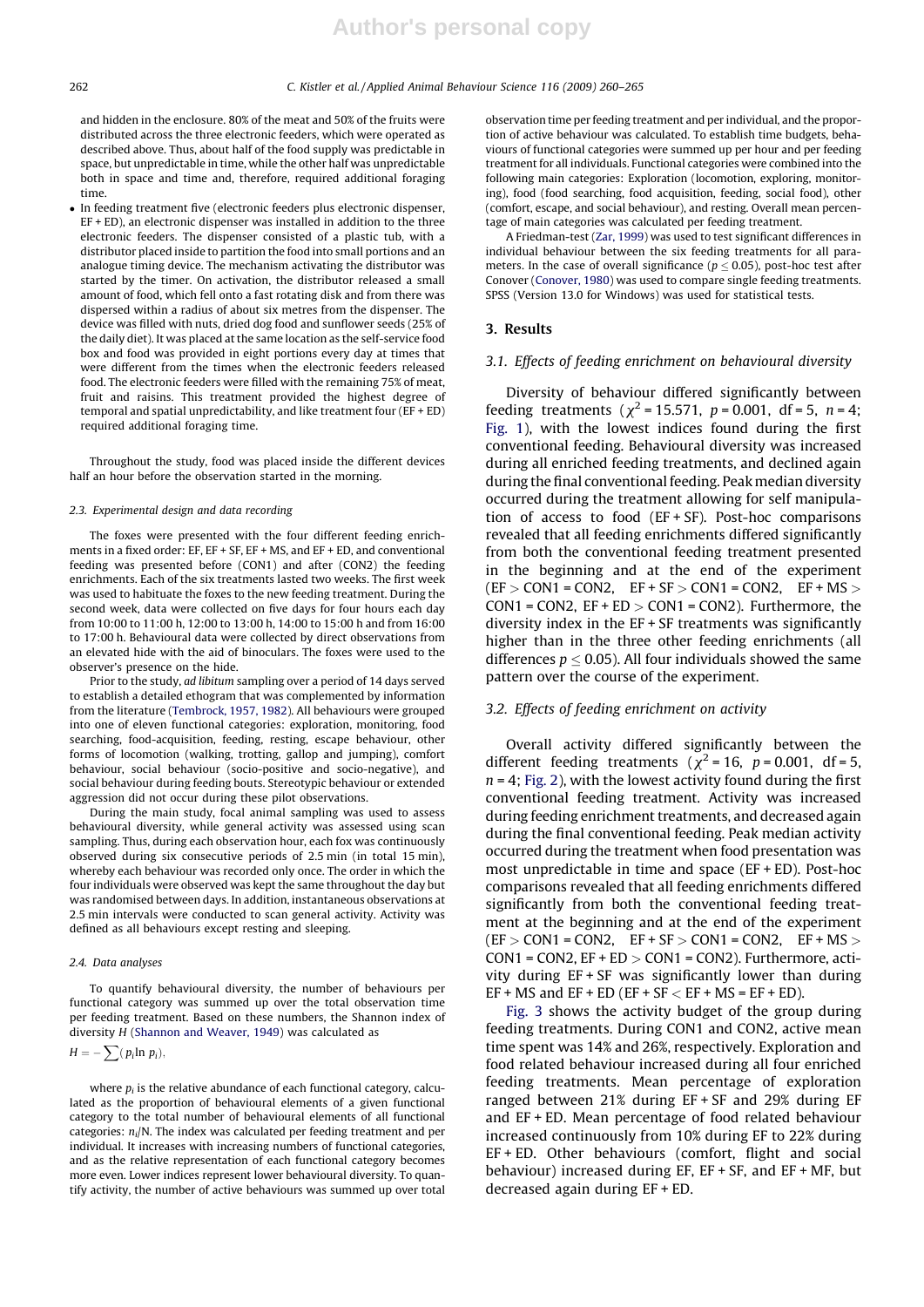and hidden in the enclosure. 80% of the meat and 50% of the fruits were distributed across the three electronic feeders, which were operated as described above. Thus, about half of the food supply was predictable in space, but unpredictable in time, while the other half was unpredictable both in space and time and, therefore, required additional foraging time.

- In feeding treatment five (electronic feeders plus electronic dispenser, EF + ED), an electronic dispenser was installed in addition to the three electronic feeders. The dispenser consisted of a plastic tub, with a distributor placed inside to partition the food into small portions and an analogue timing device. The mechanism activating the distributor was started by the timer. On activation, the distributor released a small amount of food, which fell onto a fast rotating disk and from there was dispersed within a radius of about six metres from the dispenser. The device was filled with nuts, dried dog food and sunflower seeds (25% of the daily diet). It was placed at the same location as the self-service food box and food was provided in eight portions every day at times that were different from the times when the electronic feeders released food. The electronic feeders were filled with the remaining 75% of meat, fruit and raisins. This treatment provided the highest degree of temporal and spatial unpredictability, and like treatment four (EF + ED) required additional foraging time.

Throughout the study, food was placed inside the different devices half an hour before the observation started in the morning.

### 2.3. Experimental design and data recording

The foxes were presented with the four different feeding enrichments in a fixed order: EF, EF + SF, EF + MS, and EF + ED, and conventional feeding was presented before (CON1) and after (CON2) the feeding enrichments. Each of the six treatments lasted two weeks. The first week was used to habituate the foxes to the new feeding treatment. During the second week, data were collected on five days for four hours each day from 10:00 to 11:00 h, 12:00 to 13:00 h, 14:00 to 15:00 h and from 16:00 to 17:00 h. Behavioural data were collected by direct observations from an elevated hide with the aid of binoculars. The foxes were used to the observer's presence on the hide.

Prior to the study, *ad libitum* sampling over a period of 14 days served to establish a detailed ethogram that was complemented by information from the literature (Tembrock, 1957, 1982). All behaviours were grouped into one of eleven functional categories: exploration, monitoring, food searching, food-acquisition, feeding, resting, escape behaviour, other forms of locomotion (walking, trotting, gallop and jumping), comfort behaviour, social behaviour (socio-positive and socio-negative), and social behaviour during feeding bouts. Stereotypic behaviour or extended aggression did not occur during these pilot observations.

During the main study, focal animal sampling was used to assess behavioural diversity, while general activity was assessed using scan sampling. Thus, during each observation hour, each fox was continuously observed during six consecutive periods of 2.5 min (in total 15 min), whereby each behaviour was recorded only once. The order in which the four individuals were observed was kept the same throughout the day but was randomised between days. In addition, instantaneous observations at 2.5 min intervals were conducted to scan general activity. Activity was defined as all behaviours except resting and sleeping.

### 2.4. Data analyses

To quantify behavioural diversity, the number of behaviours per functional category was summed up over the total observation time per feeding treatment. Based on these numbers, the Shannon index of diversity $H$ (Shannon and Weaver, 1949) was calculated as

$$H = -\sum (p_i \ln p_i),$$

where $p_i$ is the relative abundance of each functional category, calculated as the proportion of behavioural elements of a given functional category to the total number of behavioural elements of all functional categories: $n_i/N$. The index was calculated per feeding treatment and per individual. It increases with increasing numbers of functional categories, and as the relative representation of each functional category becomes more even. Lower indices represent lower behavioural diversity. To quantify activity, the number of active behaviours was summed up over total observation time per feeding treatment and per individual, and the proportion of active behaviour was calculated. To establish time budgets, behaviours of functional categories were summed up per hour and per feeding treatment for all individuals. Functional categories were combined into the following main categories: Exploration (locomotion, exploring, monitoring), food (food searching, food acquisition, feeding, social food), other (comfort, escape, and social behaviour), and resting. Overall mean percentage of main categories was calculated per feeding treatment.

A Friedman-test (Zar, 1999) was used to test significant differences in individual behaviour between the six feeding treatments for all parameters. In the case of overall significance ($p \leq 0.05$), post-hoc test after Conover (Conover, 1980) was used to compare single feeding treatments. SPSS (Version 13.0 for Windows) was used for statistical tests.

## 3. Results

### 3.1. Effects of feeding enrichment on behavioural diversity

Diversity of behaviour differed significantly between feeding treatments ($\chi^2 = 15.571$, $p = 0.001$, df = 5, $n = 4$; Fig. 1), with the lowest indices found during the first conventional feeding. Behavioural diversity was increased during all enriched feeding treatments, and declined again during the final conventional feeding. Peak median diversity occurred during the treatment allowing for self manipulation of access to food (EF + SF). Post-hoc comparisons revealed that all feeding enrichments differed significantly from both the conventional feeding treatment presented in the beginning and at the end of the experiment (EF > CON1 = CON2, EF + SF > CON1 = CON2, EF + MS > CON1 = CON2, EF + ED > CON1 = CON2). Furthermore, the diversity index in the EF + SF treatments was significantly higher than in the three other feeding enrichments (all differences $p \leq 0.05$). All four individuals showed the same pattern over the course of the experiment.

### 3.2. Effects of feeding enrichment on activity

Overall activity differed significantly between the different feeding treatments ($\chi^2 = 16$, $p = 0.001$, df = 5, $n = 4$; Fig. 2), with the lowest activity found during the first conventional feeding treatment. Activity was increased during feeding enrichment treatments, and decreased again during the final conventional feeding. Peak median activity occurred during the treatment when food presentation was most unpredictable in time and space (EF + ED). Post-hoc comparisons revealed that all feeding enrichments differed significantly from both the conventional feeding treatment at the beginning and at the end of the experiment (EF > CON1 = CON2, EF + SF > CON1 = CON2, EF + MS > CON1 = CON2, EF + ED > CON1 = CON2). Furthermore, activity during EF + SF was significantly lower than during EF + MS and EF + ED (EF + SF < EF + MS = EF + ED).

Fig. 3 shows the activity budget of the group during feeding treatments. During CON1 and CON2, active mean time spent was 14% and 26%, respectively. Exploration and food related behaviour increased during all four enriched feeding treatments. Mean percentage of exploration ranged between 21% during EF + SF and 29% during EF and EF + ED. Mean percentage of food related behaviour increased continuously from 10% during EF to 22% during EF + ED. Other behaviours (comfort, flight and social behaviour) increased during EF, EF + SF, and EF + MF, but decreased again during EF + ED.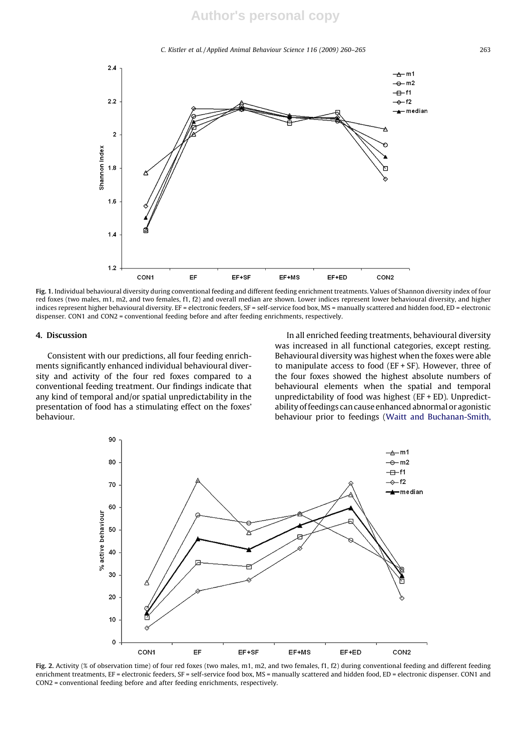Fig. 1. Individual behavioural diversity during conventional feeding and different feeding enrichment treatments. Values of Shannon diversity index of four red foxes (two males, m1, m2, and two females, f1, f2) and overall median are shown. Lower indices represent lower behavioural diversity, and higher indices represent higher behavioural diversity. EF = electronic feeders, SF = self-service food box, MS = manually scattered and hidden food, ED = electronic dispenser. CON1 and CON2 = conventional feeding before and after feeding enrichments, respectively.

## 4. Discussion

Consistent with our predictions, all four feeding enrichments significantly enhanced individual behavioural diversity and activity of the four red foxes compared to a conventional feeding treatment. Our findings indicate that any kind of temporal and/or spatial unpredictability in the presentation of food has a stimulating effect on the foxes' behaviour.

In all enriched feeding treatments, behavioural diversity was increased in all functional categories, except resting. Behavioural diversity was highest when the foxes were able to manipulate access to food (EF + SF). However, three of the four foxes showed the highest absolute numbers of behavioural elements when the spatial and temporal unpredictability of food was highest (EF + ED). Unpredictability of feedings can cause enhanced abnormal or agonistic behaviour prior to feedings (Waitt and Buchanan-Smith,

Fig. 2. Activity (% of observation time) of four red foxes (two males, m1, m2, and two females, f1, f2) during conventional feeding and different feeding enrichment treatments, EF = electronic feeders, SF = self-service food box, MS = manually scattered and hidden food, ED = electronic dispenser. CON1 and CON2 = conventional feeding before and after feeding enrichments, respectively.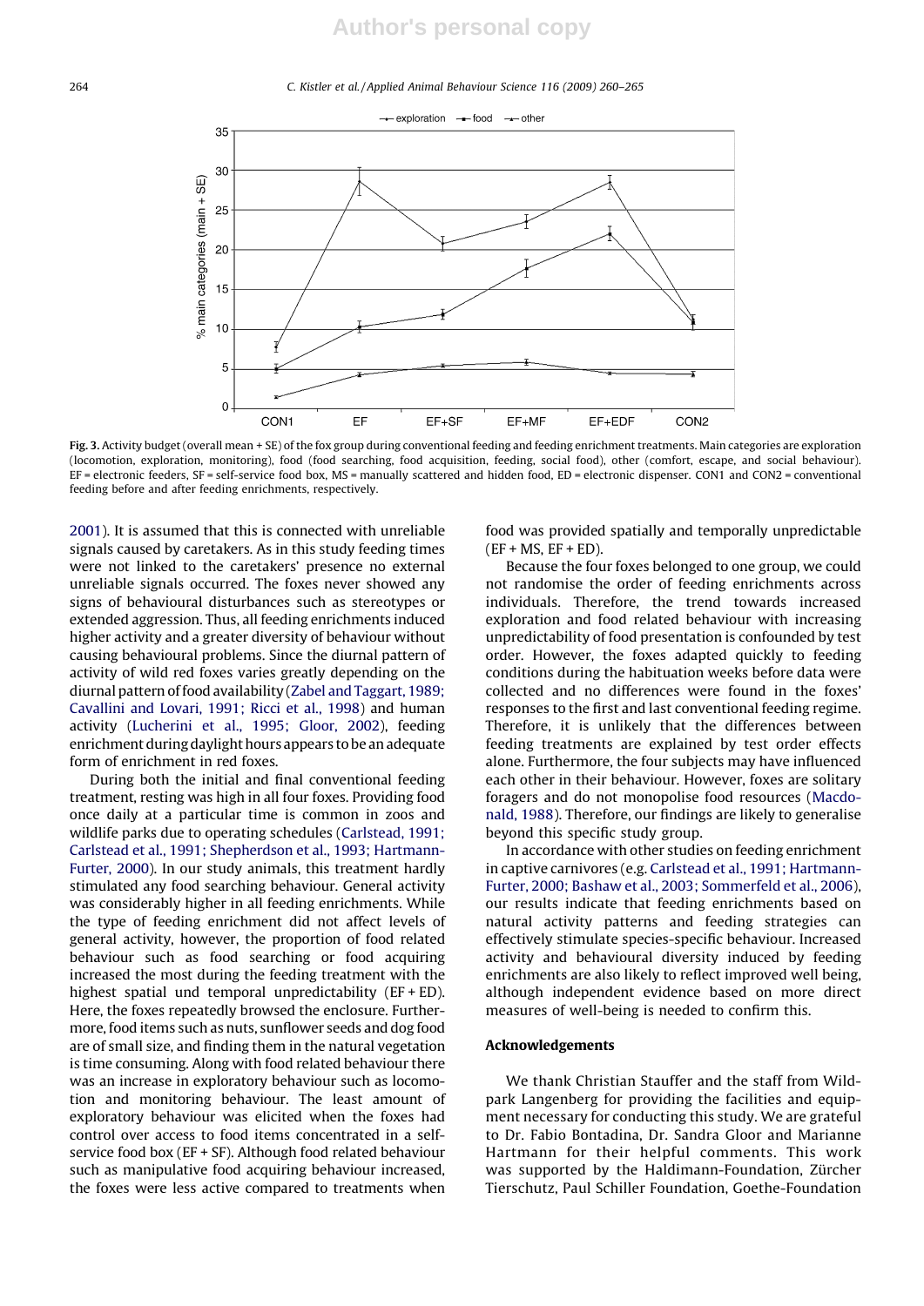exploration food other

35

30

25

20

15

10

5

0

% main categories (main + SE)

CON1 EF EF+SF EF+MF EF+EDF CON2

**Fig. 3.** Activity budget (overall mean + SE) of the fox group during conventional feeding and feeding enrichment treatments. Main categories are exploration (locomotion, exploration, monitoring), food (food searching, food acquisition, feeding, social food), other (comfort, escape, and social behaviour). EF = electronic feeders, SF = self-service food box, MS = manually scattered and hidden food, ED = electronic dispenser. CON1 and CON2 = conventional feeding before and after feeding enrichments, respectively.

2001). It is assumed that this is connected with unreliable signals caused by caretakers. As in this study feeding times were not linked to the caretakers' presence no external unreliable signals occurred. The foxes never showed any signs of behavioural disturbances such as stereotypes or extended aggression. Thus, all feeding enrichments induced higher activity and a greater diversity of behaviour without causing behavioural problems. Since the diurnal pattern of activity of wild red foxes varies greatly depending on the diurnal pattern of food availability (Zabel and Taggart, 1989; Cavallini and Lovari, 1991; Ricci et al., 1998) and human activity (Lucherini et al., 1995; Gloor, 2002), feeding enrichment during daylight hours appears to be an adequate form of enrichment in red foxes.

During both the initial and final conventional feeding treatment, resting was high in all four foxes. Providing food once daily at a particular time is common in zoos and wildlife parks due to operating schedules (Carlstead, 1991; Carlstead et al., 1991; Shepherdson et al., 1993; Hartmann-Furter, 2000). In our study animals, this treatment hardly stimulated any food searching behaviour. General activity was considerably higher in all feeding enrichments. While the type of feeding enrichment did not affect levels of general activity, however, the proportion of food related behaviour such as food searching or food acquiring increased the most during the feeding treatment with the highest spatial und temporal unpredictability (EF + ED). Here, the foxes repeatedly browsed the enclosure. Furthermore, food items such as nuts, sunflower seeds and dog food are of small size, and finding them in the natural vegetation is time consuming. Along with food related behaviour there was an increase in exploratory behaviour such as locomotion and monitoring behaviour. The least amount of exploratory behaviour was elicited when the foxes had control over access to food items concentrated in a self-service food box (EF + SF). Although food related behaviour such as manipulative food acquiring behaviour increased, the foxes were less active compared to treatments when food was provided spatially and temporally unpredictable (EF + MS, EF + ED).

Because the four foxes belonged to one group, we could not randomise the order of feeding enrichments across individuals. Therefore, the trend towards increased exploration and food related behaviour with increasing unpredictability of food presentation is confounded by test order. However, the foxes adapted quickly to feeding conditions during the habituation weeks before data were collected and no differences were found in the foxes' responses to the first and last conventional feeding regime. Therefore, it is unlikely that the differences between feeding treatments are explained by test order effects alone. Furthermore, the four subjects may have influenced each other in their behaviour. However, foxes are solitary foragers and do not monopolise food resources (Macdonald, 1988). Therefore, our findings are likely to generalise beyond this specific study group.

In accordance with other studies on feeding enrichment in captive carnivores (e.g. Carlstead et al., 1991; Hartmann-Furter, 2000; Bashaw et al., 2003; Sommerfeld et al., 2006), our results indicate that feeding enrichments based on natural activity patterns and feeding strategies can effectively stimulate species-specific behaviour. Increased activity and behavioural diversity induced by feeding enrichments are also likely to reflect improved well being, although independent evidence based on more direct measures of well-being is needed to confirm this.

## Acknowledgements

We thank Christian Stauffer and the staff from Wildpark Langenberg for providing the facilities and equipment necessary for conducting this study. We are grateful to Dr. Fabio Bontadina, Dr. Sandra Gloor and Marianne Hartmann for their helpful comments. This work was supported by the Haldimann-Foundation, Zürcher Tierschutz, Paul Schiller Foundation, Goethe-Foundation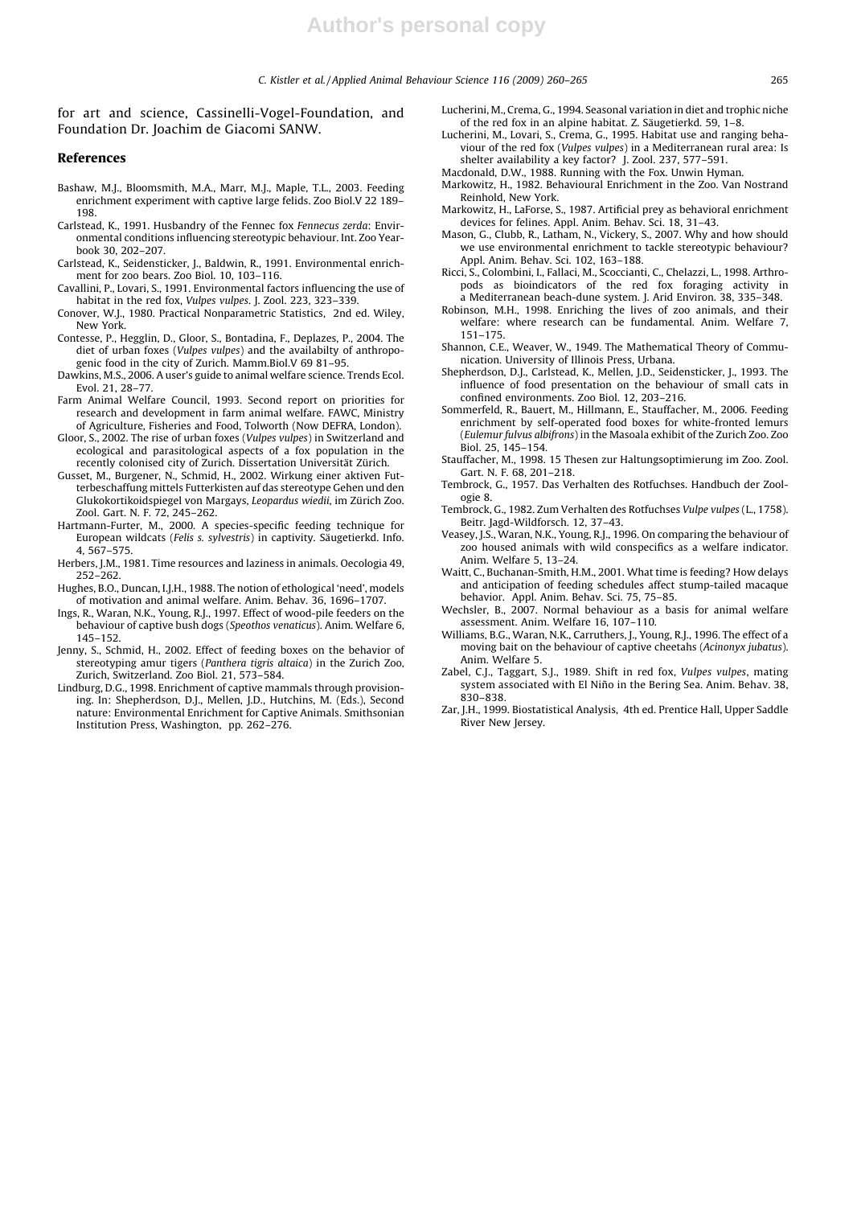for art and science, Cassinelli-Vogel-Foundation, and Foundation Dr. Joachim de Giacomi SANW.

## References

Bashaw, M.J., Bloomsmith, M.A., Marr, M.J., Maple, T.L., 2003. Feeding enrichment experiment with captive large felids. Zoo Biol.V 22 189–198.

Carlstead, K., 1991. Husbandry of the Fennec fox *Fennecus zerda*: Environmental conditions influencing stereotypic behaviour. Int. Zoo Yearbook 30, 202–207.

Carlstead, K., Seidensticker, J., Baldwin, R., 1991. Environmental enrichment for zoo bears. Zoo Biol. 10, 103–116.

Cavallini, P., Lovari, S., 1991. Environmental factors influencing the use of habitat in the red fox, *Vulpes vulpes*. J. Zool. 223, 323–339.

Conover, W.J., 1980. Practical Nonparametric Statistics, 2nd ed. Wiley, New York.

Contesse, P., Hegglin, D., Gloor, S., Bontadina, F., Deplazes, P., 2004. The diet of urban foxes (*Vulpes vulpes*) and the availabilty of anthropogenic food in the city of Zurich. Mamm.Biol.V 69 81–95.

Dawkins, M.S., 2006. A user's guide to animal welfare science. Trends Ecol. Evol. 21, 28–77.

Farm Animal Welfare Council, 1993. Second report on priorities for research and development in farm animal welfare. FAWC, Ministry of Agriculture, Fisheries and Food, Tolworth (Now DEFRA, London).

Gloor, S., 2002. The rise of urban foxes (*Vulpes vulpes*) in Switzerland and ecological and parasitological aspects of a fox population in the recently colonised city of Zurich. Dissertation Universität Zürich.

Gusset, M., Burgener, N., Schmid, H., 2002. Wirkung einer aktiven Futterbeschaffung mittels Futterkisten auf das stereotype Gehen und den Glukokortikoidspiegel von Margays, *Leopardus wiedii*, im Zürich Zoo. Zool. Gart. N. F. 72, 245–262.

Hartmann-Furter, M., 2000. A species-specific feeding technique for European wildcats (*Felis s. sylvestris*) in captivity. Säugetierkd. Info. 4, 567–575.

Herbers, J.M., 1981. Time resources and laziness in animals. Oecologia 49, 252–262.

Hughes, B.O., Duncan, I.J.H., 1988. The notion of ethological 'need', models of motivation and animal welfare. Anim. Behav. 36, 1696–1707.

Ings, R., Waran, N.K., Young, R.J., 1997. Effect of wood-pile feeders on the behaviour of captive bush dogs (*Speothos venaticus*). Anim. Welfare 6, 145–152.

Jenny, S., Schmid, H., 2002. Effect of feeding boxes on the behavior of stereotyping amur tigers (*Panthera tigris altaica*) in the Zurich Zoo, Zurich, Switzerland. Zoo Biol. 21, 573–584.

Lindburg, D.G., 1998. Enrichment of captive mammals through provisioning. In: Shepherdson, D.J., Mellen, J.D., Hutchins, M. (Eds.), Second nature: Environmental Enrichment for Captive Animals. Smithsonian Institution Press, Washington, pp. 262–276.

Lucherini, M., Crema, G., 1994. Seasonal variation in diet and trophic niche of the red fox in an alpine habitat. Z. Säugetierkd. 59, 1–8.

Lucherini, M., Lovari, S., Crema, G., 1995. Habitat use and ranging behaviour of the red fox (*Vulpes vulpes*) in a Mediterranean rural area: Is shelter availability a key factor? J. Zool. 237, 577–591.

Macdonald, D.W., 1988. Running with the Fox. Unwin Hyman.

Markowitz, H., 1982. Behavioural Enrichment in the Zoo. Van Nostrand Reinhold, New York.

Markowitz, H., LaForse, S., 1987. Artificial prey as behavioral enrichment devices for felines. Appl. Anim. Behav. Sci. 18, 31–43.

Mason, G., Clubb, R., Latham, N., Vickery, S., 2007. Why and how should we use environmental enrichment to tackle stereotypic behaviour? Appl. Anim. Behav. Sci. 102, 163–188.

Ricci, S., Colombini, I., Fallaci, M., Scoccianti, C., Chelazzi, L., 1998. Arthropods as bioindicators of the red fox foraging activity in a Mediterranean beach-dune system. J. Arid Environ. 38, 335–348.

Robinson, M.H., 1998. Enriching the lives of zoo animals, and their welfare: where research can be fundamental. Anim. Welfare 7, 151–175.

Shannon, C.E., Weaver, W., 1949. The Mathematical Theory of Communication. University of Illinois Press, Urbana.

Shepherdson, D.J., Carlstead, K., Mellen, J.D., Seidensticker, J., 1993. The influence of food presentation on the behaviour of small cats in confined environments. Zoo Biol. 12, 203–216.

Sommerfeld, R., Bauert, M., Hillmann, E., Stauffacher, M., 2006. Feeding enrichment by self-operated food boxes for white-fronted lemurs (*Eulemur fulvus albifrons*) in the Masoala exhibit of the Zurich Zoo. Zoo Biol. 25, 145–154.

Stauffacher, M., 1998. 15 Thesen zur Haltungsoptimierung im Zoo. Zool. Gart. N. F. 68, 201–218.

Tembrock, G., 1957. Das Verhalten des Rotfuchses. Handbuch der Zoologie 8.

Tembrock, G., 1982. Zum Verhalten des Rotfuchses *Vulpe vulpes* (L., 1758). Beitr. Jagd-Wildforsch. 12, 37–43.

Veasey, J.S., Waran, N.K., Young, R.J., 1996. On comparing the behaviour of zoo housed animals with wild conspecifics as a welfare indicator. Anim. Welfare 5, 13–24.

Waitt, C., Buchanan-Smith, H.M., 2001. What time is feeding? How delays and anticipation of feeding schedules affect stump-tailed macaque behavior. Appl. Anim. Behav. Sci. 75, 75–85.

Wechsler, B., 2007. Normal behaviour as a basis for animal welfare assessment. Anim. Welfare 16, 107–110.

Williams, B.G., Waran, N.K., Carruthers, J., Young, R.J., 1996. The effect of a moving bait on the behaviour of captive cheetahs (*Acinonyx jubatus*). Anim. Welfare 5.

Zabel, C.J., Taggart, S.J., 1989. Shift in red fox, *Vulpes vulpes*, mating system associated with El Niño in the Bering Sea. Anim. Behav. 38, 830–838.

Zar, J.H., 1999. Biostatistical Analysis, 4th ed. Prentice Hall, Upper Saddle River New Jersey.